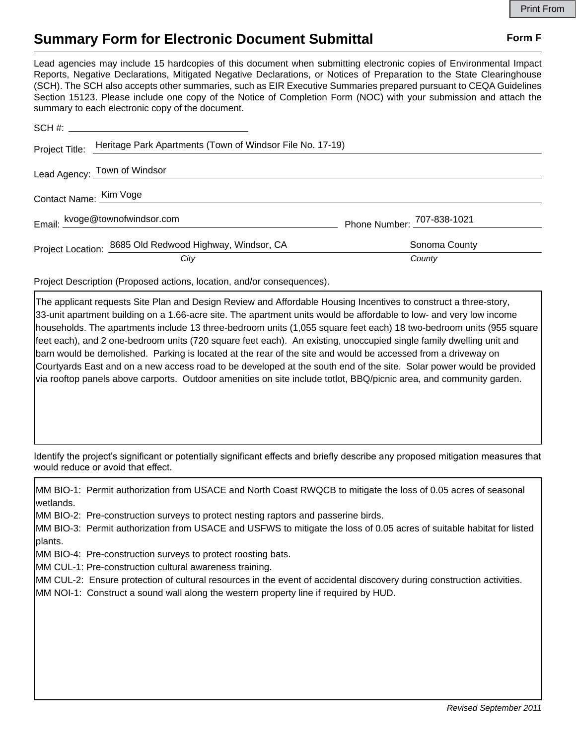# Summary Form for Electronic Document Submittal

**Form F**

Lead agencies may include 15 hardcopies of this document when submitting electronic copies of Environmental Impact Reports, Negative Declarations, Mitigated Negative Declarations, or Notices of Preparation to the State Clearinghouse (SCH). The SCH also accepts other summaries, such as EIR Executive Summaries prepared pursuant to CEQA Guidelines Section 15123. Please include one copy of the Notice of Completion Form (NOC) with your submission and attach the summary to each electronic copy of the document.

SCH #: ____________________

Project Title: Heritage Park Apartments (Town of Windsor File No. 17-19)

Lead Agency: Town of Windsor

Contact Name: Kim Voge

Email: kvoge@townofwindsor.com    Phone Number: 707-838-1021

Project Location: 8685 Old Redwood Highway, Windsor, CA (*City*)    Sonoma County (*County*)

Project Description (Proposed actions, location, and/or consequences).

The applicant requests Site Plan and Design Review and Affordable Housing Incentives to construct a three-story, 33-unit apartment building on a 1.66-acre site. The apartment units would be affordable to low- and very low income households. The apartments include 13 three-bedroom units (1,055 square feet each) 18 two-bedroom units (955 square feet each), and 2 one-bedroom units (720 square feet each). An existing, unoccupied single family dwelling unit and barn would be demolished. Parking is located at the rear of the site and would be accessed from a driveway on Courtyards East and on a new access road to be developed at the south end of the site. Solar power would be provided via rooftop panels above carports. Outdoor amenities on site include totlot, BBQ/picnic area, and community garden.

Identify the project's significant or potentially significant effects and briefly describe any proposed mitigation measures that would reduce or avoid that effect.

MM BIO-1: Permit authorization from USACE and North Coast RWQCB to mitigate the loss of 0.05 acres of seasonal wetlands.
MM BIO-2: Pre-construction surveys to protect nesting raptors and passerine birds.
MM BIO-3: Permit authorization from USACE and USFWS to mitigate the loss of 0.05 acres of suitable habitat for listed plants.
MM BIO-4: Pre-construction surveys to protect roosting bats.
MM CUL-1: Pre-construction cultural awareness training.
MM CUL-2: Ensure protection of cultural resources in the event of accidental discovery during construction activities.
MM NOI-1: Construct a sound wall along the western property line if required by HUD.

*Revised September 2011*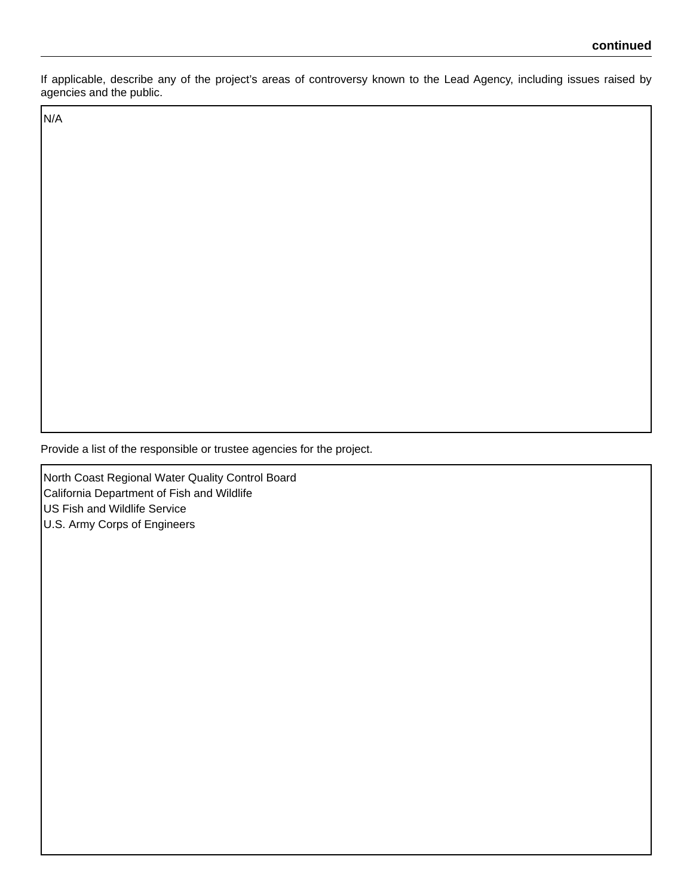**continued**

If applicable, describe any of the project's areas of controversy known to the Lead Agency, including issues raised by agencies and the public.

N/A

Provide a list of the responsible or trustee agencies for the project.

North Coast Regional Water Quality Control Board
California Department of Fish and Wildlife
US Fish and Wildlife Service
U.S. Army Corps of Engineers